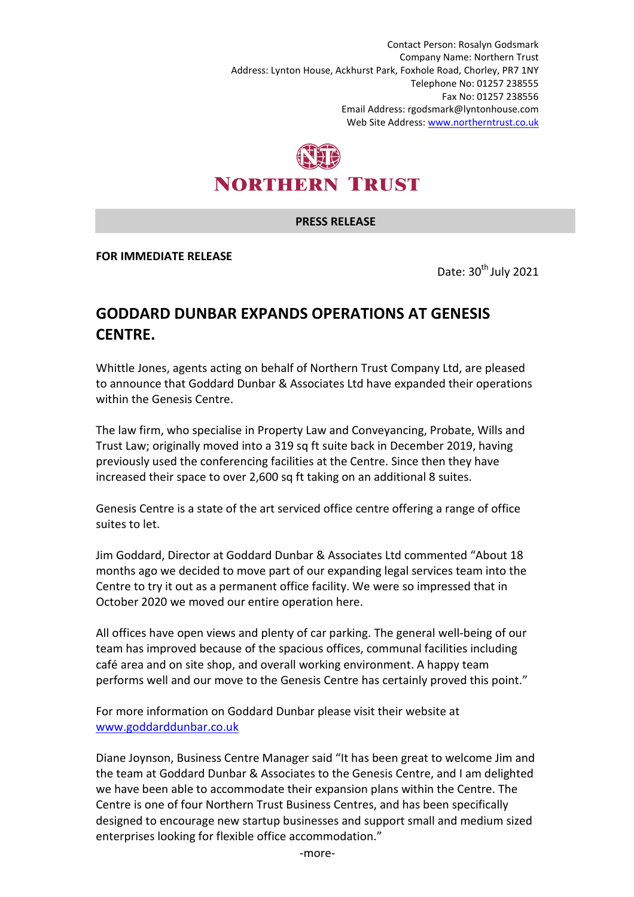Contact Person: Rosalyn Godsmark
Company Name: Northern Trust
Address: Lynton House, Ackhurst Park, Foxhole Road, Chorley, PR7 1NY
Telephone No: 01257 238555
Fax No: 01257 238556
Email Address: rgodsmark@lyntonhouse.com
Web Site Address: www.northerntrust.co.uk

NORTHERN TRUST

**PRESS RELEASE**

**FOR IMMEDIATE RELEASE**

Date: 30th July 2021

## GODDARD DUNBAR EXPANDS OPERATIONS AT GENESIS CENTRE.

Whittle Jones, agents acting on behalf of Northern Trust Company Ltd, are pleased to announce that Goddard Dunbar & Associates Ltd have expanded their operations within the Genesis Centre.

The law firm, who specialise in Property Law and Conveyancing, Probate, Wills and Trust Law; originally moved into a 319 sq ft suite back in December 2019, having previously used the conferencing facilities at the Centre. Since then they have increased their space to over 2,600 sq ft taking on an additional 8 suites.

Genesis Centre is a state of the art serviced office centre offering a range of office suites to let.

Jim Goddard, Director at Goddard Dunbar & Associates Ltd commented "About 18 months ago we decided to move part of our expanding legal services team into the Centre to try it out as a permanent office facility. We were so impressed that in October 2020 we moved our entire operation here.

All offices have open views and plenty of car parking. The general well-being of our team has improved because of the spacious offices, communal facilities including café area and on site shop, and overall working environment. A happy team performs well and our move to the Genesis Centre has certainly proved this point."

For more information on Goddard Dunbar please visit their website at www.goddarddunbar.co.uk

Diane Joynson, Business Centre Manager said "It has been great to welcome Jim and the team at Goddard Dunbar & Associates to the Genesis Centre, and I am delighted we have been able to accommodate their expansion plans within the Centre. The Centre is one of four Northern Trust Business Centres, and has been specifically designed to encourage new startup businesses and support small and medium sized enterprises looking for flexible office accommodation."

-more-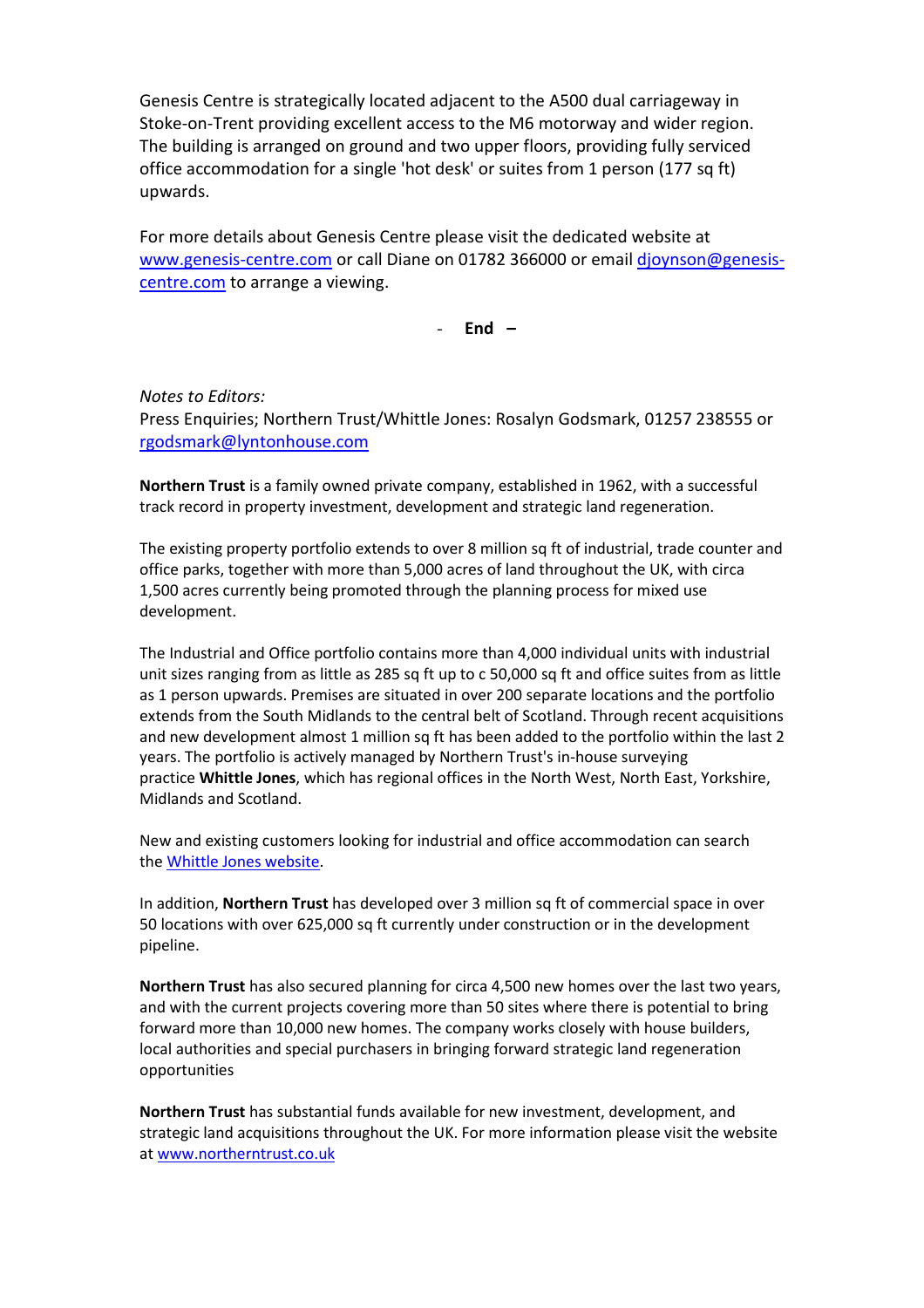Genesis Centre is strategically located adjacent to the A500 dual carriageway in Stoke-on-Trent providing excellent access to the M6 motorway and wider region. The building is arranged on ground and two upper floors, providing fully serviced office accommodation for a single 'hot desk' or suites from 1 person (177 sq ft) upwards.

For more details about Genesis Centre please visit the dedicated website at www.genesis-centre.com or call Diane on 01782 366000 or email djoynson@genesis-centre.com to arrange a viewing.

- **End –**

*Notes to Editors:*
Press Enquiries; Northern Trust/Whittle Jones: Rosalyn Godsmark, 01257 238555 or rgodsmark@lyntonhouse.com

**Northern Trust** is a family owned private company, established in 1962, with a successful track record in property investment, development and strategic land regeneration.

The existing property portfolio extends to over 8 million sq ft of industrial, trade counter and office parks, together with more than 5,000 acres of land throughout the UK, with circa 1,500 acres currently being promoted through the planning process for mixed use development.

The Industrial and Office portfolio contains more than 4,000 individual units with industrial unit sizes ranging from as little as 285 sq ft up to c 50,000 sq ft and office suites from as little as 1 person upwards. Premises are situated in over 200 separate locations and the portfolio extends from the South Midlands to the central belt of Scotland. Through recent acquisitions and new development almost 1 million sq ft has been added to the portfolio within the last 2 years. The portfolio is actively managed by Northern Trust's in-house surveying practice **Whittle Jones**, which has regional offices in the North West, North East, Yorkshire, Midlands and Scotland.

New and existing customers looking for industrial and office accommodation can search the Whittle Jones website.

In addition, **Northern Trust** has developed over 3 million sq ft of commercial space in over 50 locations with over 625,000 sq ft currently under construction or in the development pipeline.

**Northern Trust** has also secured planning for circa 4,500 new homes over the last two years, and with the current projects covering more than 50 sites where there is potential to bring forward more than 10,000 new homes. The company works closely with house builders, local authorities and special purchasers in bringing forward strategic land regeneration opportunities

**Northern Trust** has substantial funds available for new investment, development, and strategic land acquisitions throughout the UK. For more information please visit the website at www.northerntrust.co.uk